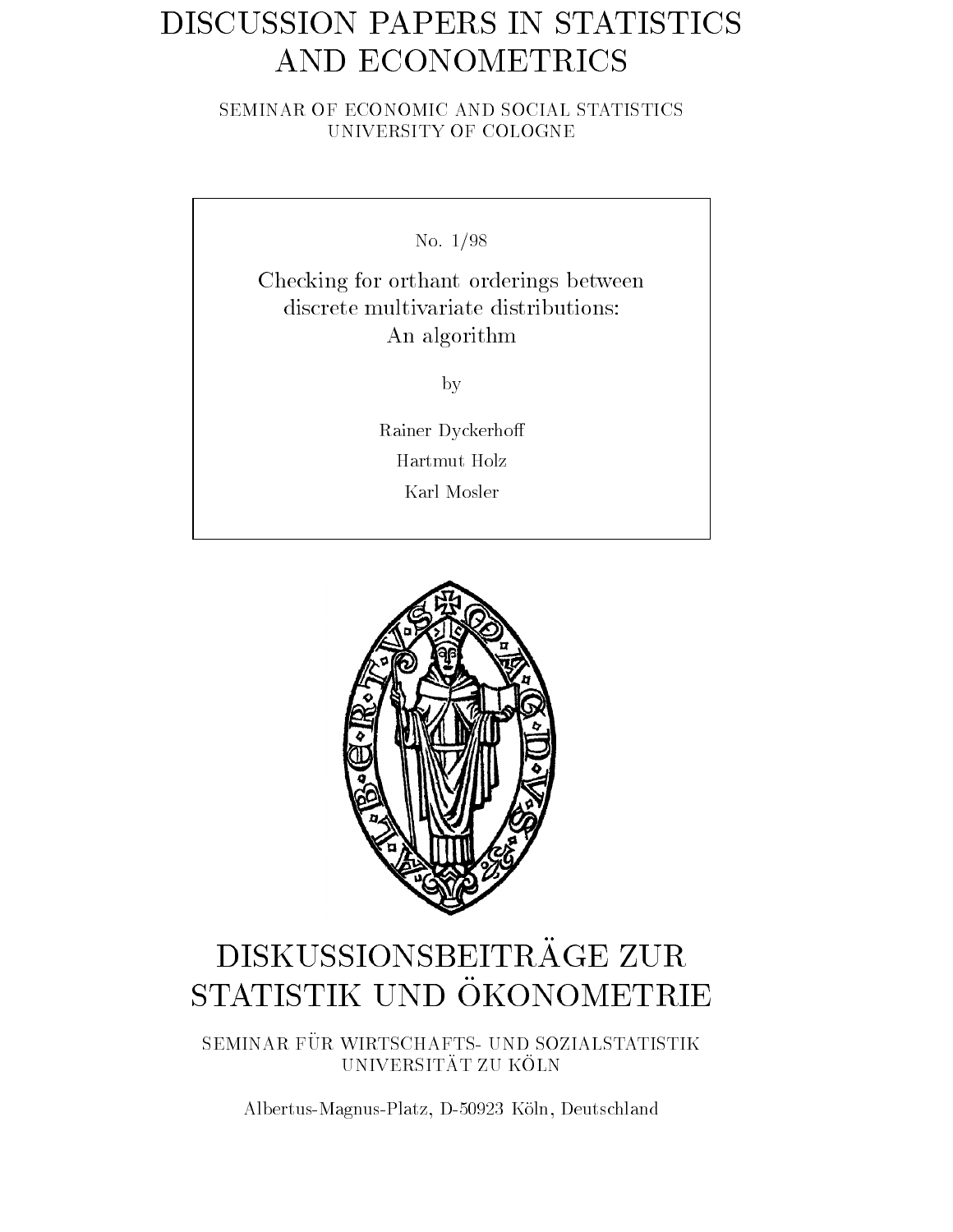# DISCUSSION PAPERS IN STATISTICS AND ECONOMETRICS

SEMINAR OF ECONOMIC AND SOCIAL STATISTICS
UNIVERSITY OF COLOGNE

No. 1/98

## Checking for orthant orderings between discrete multivariate distributions: An algorithm

by

Rainer Dyckerhoff

Hartmut Holz

Karl Mosler

# DISKUSSIONSBEITRÄGE ZUR STATISTIK UND ÖKONOMETRIE

SEMINAR FÜR WIRTSCHAFTS- UND SOZIALSTATISTIK
UNIVERSITÄT ZU KÖLN

Albertus-Magnus-Platz, D-50923 Köln, Deutschland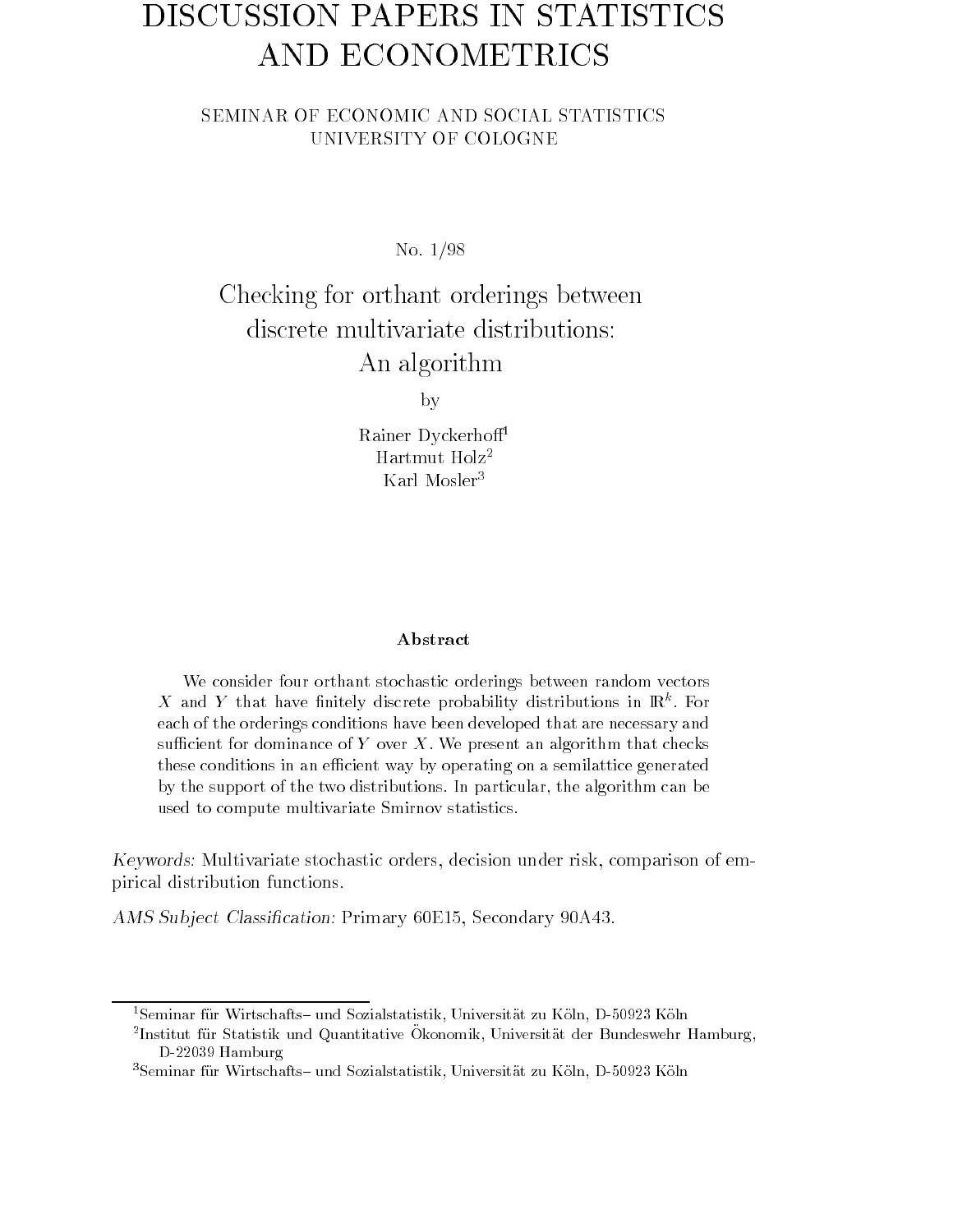// DISCUSSION PAPERS IN STATISTICS AND ECONOMETRICS

SEMINAR OF ECONOMIC AND SOCIAL STATISTICS
UNIVERSITY OF COLOGNE

No. 1/98

## Checking for orthant orderings between discrete multivariate distributions: An algorithm

by

Rainer Dyckerhoff[1]
Hartmut Holz[2]
Karl Mosler[3]

**Abstract**

We consider four orthant stochastic orderings between random vectors $X$ and $Y$ that have finitely discrete probability distributions in $\mathbb{R}^k$. For each of the orderings conditions have been developed that are necessary and sufficient for dominance of $Y$ over $X$. We present an algorithm that checks these conditions in an efficient way by operating on a semilattice generated by the support of the two distributions. In particular, the algorithm can be used to compute multivariate Smirnov statistics.

*Keywords:* Multivariate stochastic orders, decision under risk, comparison of empirical distribution functions.

*AMS Subject Classification:* Primary 60E15, Secondary 90A43.

[1] Seminar für Wirtschafts– und Sozialstatistik, Universität zu Köln, D-50923 Köln

[2] Institut für Statistik und Quantitative Ökonomik, Universität der Bundeswehr Hamburg, D-22039 Hamburg

[3] Seminar für Wirtschafts– und Sozialstatistik, Universität zu Köln, D-50923 Köln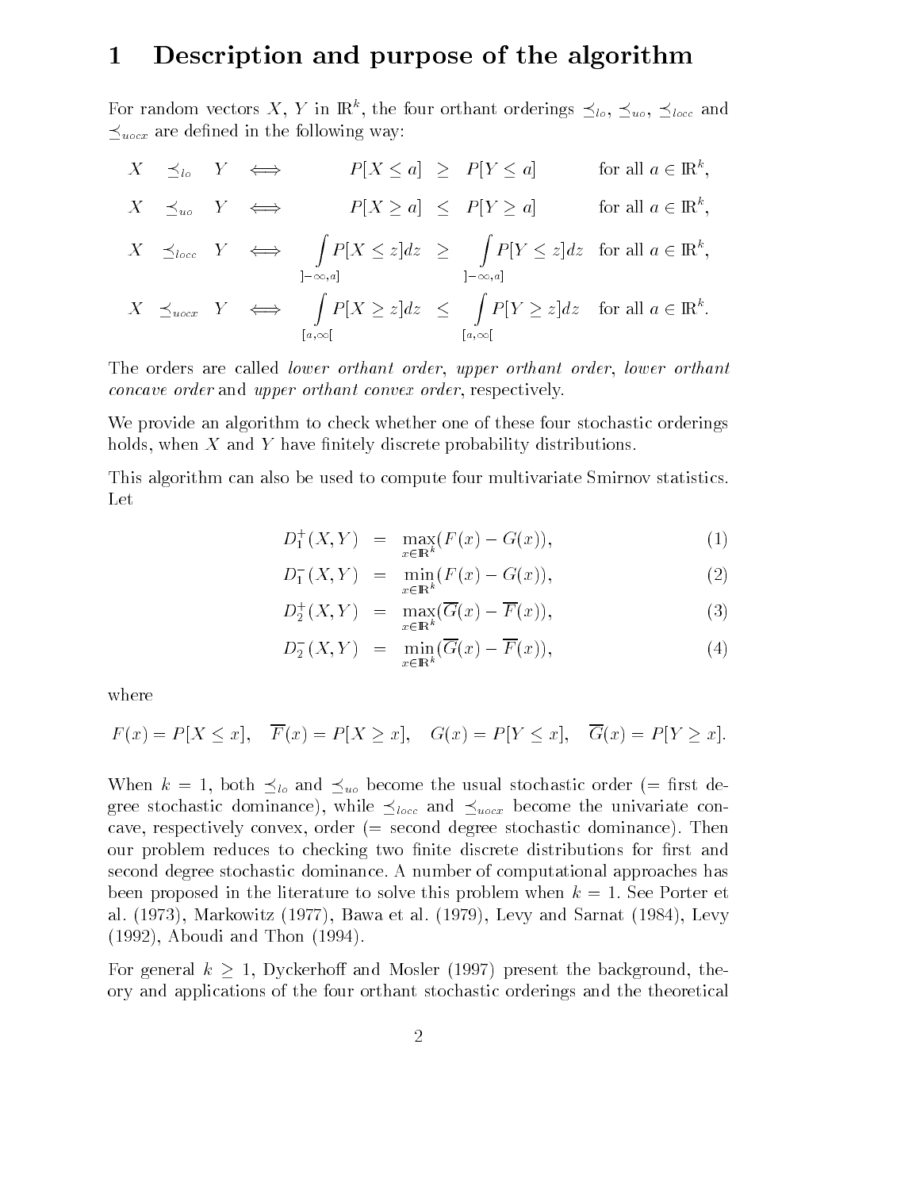# 1 Description and purpose of the algorithm

For random vectors $X$, $Y$ in $\mathbb{R}^k$, the four orthant orderings $\preceq_{lo}$, $\preceq_{uo}$, $\preceq_{locc}$ and $\preceq_{uocx}$ are defined in the following way:

$$
\begin{array}{lcl}
X \preceq_{lo} Y & \Longleftrightarrow & P[X \leq a] \;\geq\; P[Y \leq a] \quad \text{for all } a \in \mathbb{R}^k, \\
X \preceq_{uo} Y & \Longleftrightarrow & P[X \geq a] \;\leq\; P[Y \geq a] \quad \text{for all } a \in \mathbb{R}^k, \\
X \preceq_{locc} Y & \Longleftrightarrow & \displaystyle\int_{]-\infty,a]} P[X \leq z]dz \;\geq\; \int_{]-\infty,a]} P[Y \leq z]dz \quad \text{for all } a \in \mathbb{R}^k, \\
X \preceq_{uocx} Y & \Longleftrightarrow & \displaystyle\int_{[a,\infty[} P[X \geq z]dz \;\leq\; \int_{[a,\infty[} P[Y \geq z]dz \quad \text{for all } a \in \mathbb{R}^k.
\end{array}
$$

The orders are called *lower orthant order*, *upper orthant order*, *lower orthant concave order* and *upper orthant convex order*, respectively.

We provide an algorithm to check whether one of these four stochastic orderings holds, when $X$ and $Y$ have finitely discrete probability distributions.

This algorithm can also be used to compute four multivariate Smirnov statistics. Let

$$
\begin{aligned}
D_1^+(X,Y) &= \max_{x \in \mathbb{R}^k}(F(x) - G(x)), &(1)\\
D_1^-(X,Y) &= \min_{x \in \mathbb{R}^k}(F(x) - G(x)), &(2)\\
D_2^+(X,Y) &= \max_{x \in \mathbb{R}^k}(\overline{G}(x) - \overline{F}(x)), &(3)\\
D_2^-(X,Y) &= \min_{x \in \mathbb{R}^k}(\overline{G}(x) - \overline{F}(x)), &(4)
\end{aligned}
$$

where

$$
F(x) = P[X \leq x], \quad \overline{F}(x) = P[X \geq x], \quad G(x) = P[Y \leq x], \quad \overline{G}(x) = P[Y \geq x].
$$

When $k = 1$, both $\preceq_{lo}$ and $\preceq_{uo}$ become the usual stochastic order (= first degree stochastic dominance), while $\preceq_{locc}$ and $\preceq_{uocx}$ become the univariate concave, respectively convex, order (= second degree stochastic dominance). Then our problem reduces to checking two finite discrete distributions for first and second degree stochastic dominance. A number of computational approaches has been proposed in the literature to solve this problem when $k = 1$. See Porter et al. (1973), Markowitz (1977), Bawa et al. (1979), Levy and Sarnat (1984), Levy (1992), Aboudi and Thon (1994).

For general $k \geq 1$, Dyckerhoff and Mosler (1997) present the background, theory and applications of the four orthant stochastic orderings and the theoretical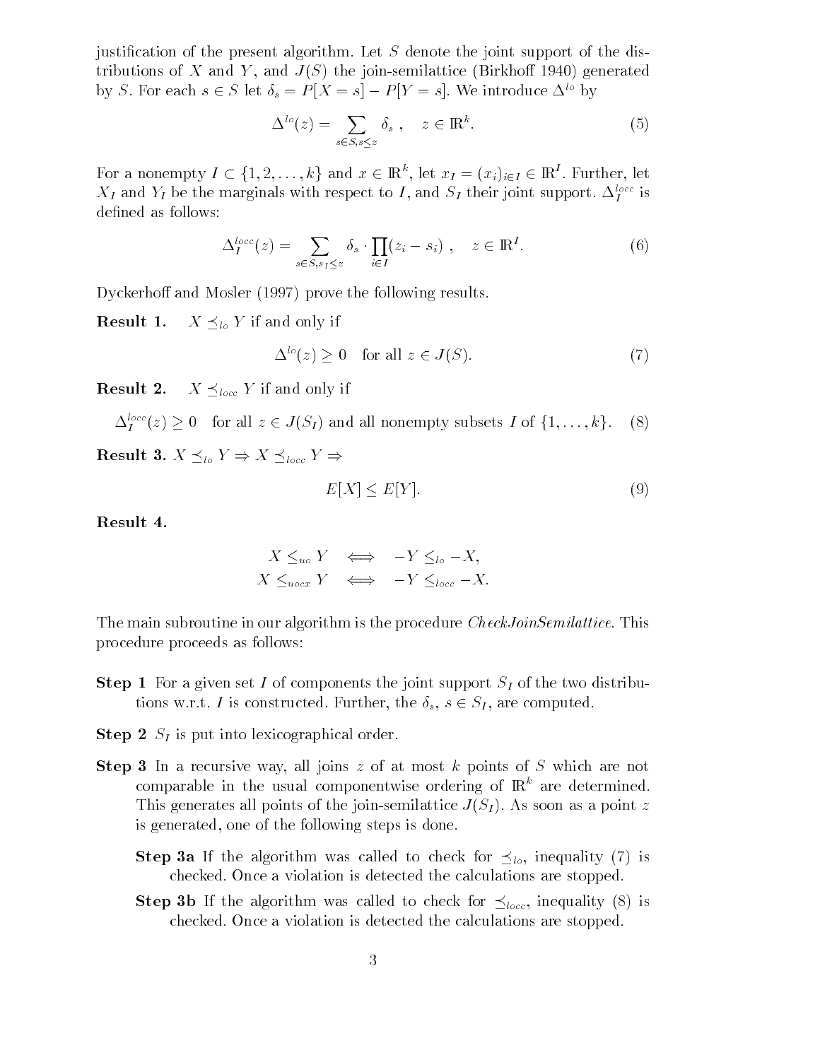justification of the present algorithm. Let $S$ denote the joint support of the distributions of $X$ and $Y$, and $J(S)$ the join-semilattice (Birkhoff 1940) generated by $S$. For each $s \in S$ let $\delta_s = P[X = s] - P[Y = s]$. We introduce $\Delta^{lo}$ by

$$\Delta^{lo}(z) = \sum_{s \in S, s \leq z} \delta_s \,, \quad z \in \mathbb{R}^k. \tag{5}$$

For a nonempty $I \subset \{1, 2, \ldots, k\}$ and $x \in \mathbb{R}^k$, let $x_I = (x_i)_{i \in I} \in \mathbb{R}^I$. Further, let $X_I$ and $Y_I$ be the marginals with respect to $I$, and $S_I$ their joint support. $\Delta_I^{locc}$ is defined as follows:

$$\Delta_I^{locc}(z) = \sum_{s \in S, s_I \leq z} \delta_s \cdot \prod_{i \in I} (z_i - s_i) \,, \quad z \in \mathbb{R}^I. \tag{6}$$

Dyckerhoff and Mosler (1997) prove the following results.

**Result 1.** $X \preceq_{lo} Y$ if and only if

$$\Delta^{lo}(z) \geq 0 \quad \text{for all } z \in J(S). \tag{7}$$

**Result 2.** $X \preceq_{locc} Y$ if and only if

$$\Delta_I^{locc}(z) \geq 0 \quad \text{for all } z \in J(S_I) \text{ and all nonempty subsets } I \text{ of } \{1, \ldots, k\}. \tag{8}$$

**Result 3.** $X \preceq_{lo} Y \Rightarrow X \preceq_{locc} Y \Rightarrow$

$$E[X] \leq E[Y]. \tag{9}$$

**Result 4.**

$$X \leq_{uo} Y \iff -Y \leq_{lo} -X,$$
$$X \leq_{uocx} Y \iff -Y \leq_{locc} -X.$$

The main subroutine in our algorithm is the procedure *CheckJoinSemilattice*. This procedure proceeds as follows:

**Step 1** For a given set $I$ of components the joint support $S_I$ of the two distributions w.r.t. $I$ is constructed. Further, the $\delta_s$, $s \in S_I$, are computed.

**Step 2** $S_I$ is put into lexicographical order.

**Step 3** In a recursive way, all joins $z$ of at most $k$ points of $S$ which are not comparable in the usual componentwise ordering of $\mathbb{R}^k$ are determined. This generates all points of the join-semilattice $J(S_I)$. As soon as a point $z$ is generated, one of the following steps is done.

- **Step 3a** If the algorithm was called to check for $\preceq_{lo}$, inequality (7) is checked. Once a violation is detected the calculations are stopped.

- **Step 3b** If the algorithm was called to check for $\preceq_{locc}$, inequality (8) is checked. Once a violation is detected the calculations are stopped.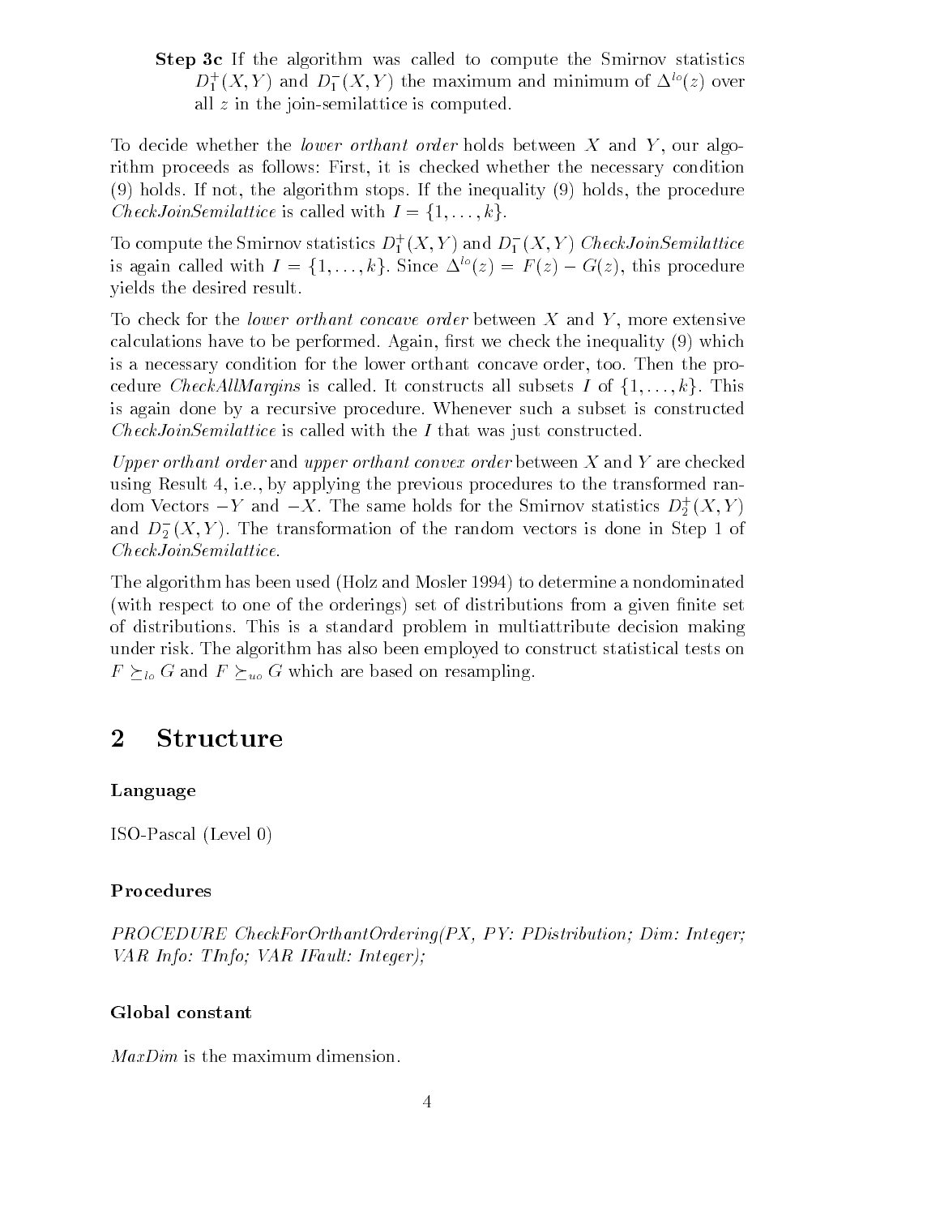**Step 3c** If the algorithm was called to compute the Smirnov statistics $D_1^+(X,Y)$ and $D_1^-(X,Y)$ the maximum and minimum of $\Delta^{lo}(z)$ over all $z$ in the join-semilattice is computed.

To decide whether the *lower orthant order* holds between $X$ and $Y$, our algorithm proceeds as follows: First, it is checked whether the necessary condition (9) holds. If not, the algorithm stops. If the inequality (9) holds, the procedure *CheckJoinSemilattice* is called with $I = \{1, \ldots, k\}$.

To compute the Smirnov statistics $D_1^+(X,Y)$ and $D_1^-(X,Y)$ *CheckJoinSemilattice* is again called with $I = \{1, \ldots, k\}$. Since $\Delta^{lo}(z) = F(z) - G(z)$, this procedure yields the desired result.

To check for the *lower orthant concave order* between $X$ and $Y$, more extensive calculations have to be performed. Again, first we check the inequality (9) which is a necessary condition for the lower orthant concave order, too. Then the procedure *CheckAllMargins* is called. It constructs all subsets $I$ of $\{1, \ldots, k\}$. This is again done by a recursive procedure. Whenever such a subset is constructed *CheckJoinSemilattice* is called with the $I$ that was just constructed.

*Upper orthant order* and *upper orthant convex order* between $X$ and $Y$ are checked using Result 4, i.e., by applying the previous procedures to the transformed random Vectors $-Y$ and $-X$. The same holds for the Smirnov statistics $D_2^+(X,Y)$ and $D_2^-(X,Y)$. The transformation of the random vectors is done in Step 1 of *CheckJoinSemilattice*.

The algorithm has been used (Holz and Mosler 1994) to determine a nondominated (with respect to one of the orderings) set of distributions from a given finite set of distributions. This is a standard problem in multiattribute decision making under risk. The algorithm has also been employed to construct statistical tests on $F \succeq_{lo} G$ and $F \succeq_{uo} G$ which are based on resampling.

# 2 Structure

### Language

ISO-Pascal (Level 0)

### Procedures

*PROCEDURE CheckForOrthantOrdering(PX, PY: PDistribution; Dim: Integer; VAR Info: TInfo; VAR IFault: Integer);*

### Global constant

*MaxDim* is the maximum dimension.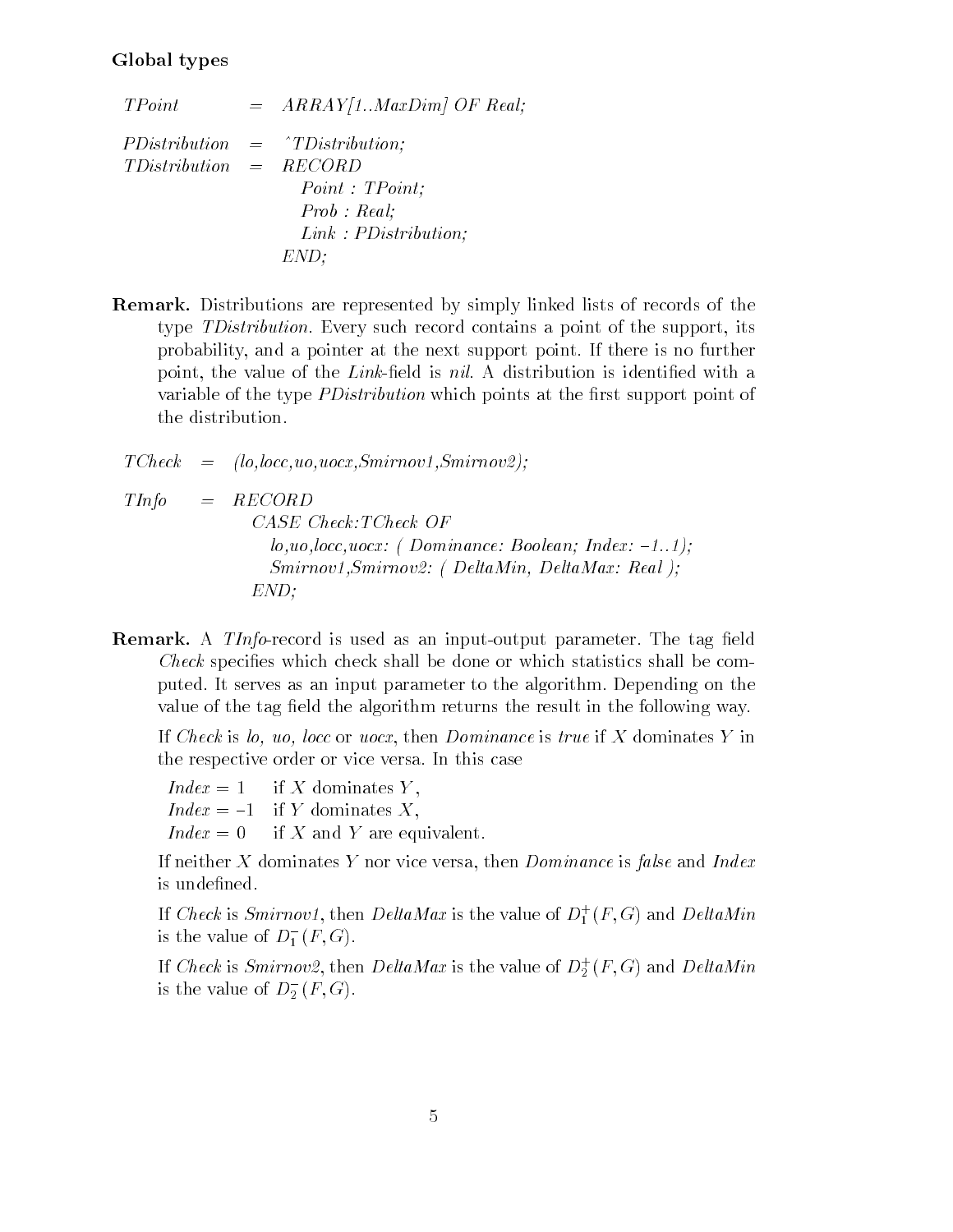### Global types

```
TPoint          =  ARRAY[1..MaxDim] OF Real;

PDistribution   =  ^TDistribution;
TDistribution   =  RECORD
                     Point : TPoint;
                     Prob : Real;
                     Link : PDistribution;
                   END;
```

**Remark.** Distributions are represented by simply linked lists of records of the type *TDistribution*. Every such record contains a point of the support, its probability, and a pointer at the next support point. If there is no further point, the value of the *Link*-field is *nil*. A distribution is identified with a variable of the type *PDistribution* which points at the first support point of the distribution.

```
TCheck  =  (lo,locc,uo,uocx,Smirnov1,Smirnov2);

TInfo   =  RECORD
             CASE Check:TCheck OF
               lo,uo,locc,uocx: ( Dominance: Boolean; Index: -1..1);
               Smirnov1,Smirnov2: ( DeltaMin, DeltaMax: Real );
           END;
```

**Remark.** A *TInfo*-record is used as an input-output parameter. The tag field *Check* specifies which check shall be done or which statistics shall be computed. It serves as an input parameter to the algorithm. Depending on the value of the tag field the algorithm returns the result in the following way.

If *Check* is *lo, uo, locc* or *uocx*, then *Dominance* is *true* if $X$ dominates $Y$ in the respective order or vice versa. In this case

*Index* $= 1$ if $X$ dominates $Y$,
*Index* $= -1$ if $Y$ dominates $X$,
*Index* $= 0$ if $X$ and $Y$ are equivalent.

If neither $X$ dominates $Y$ nor vice versa, then *Dominance* is *false* and *Index* is undefined.

If *Check* is *Smirnov1*, then *DeltaMax* is the value of $D_1^+(F, G)$ and *DeltaMin* is the value of $D_1^-(F, G)$.

If *Check* is *Smirnov2*, then *DeltaMax* is the value of $D_2^+(F, G)$ and *DeltaMin* is the value of $D_2^-(F, G)$.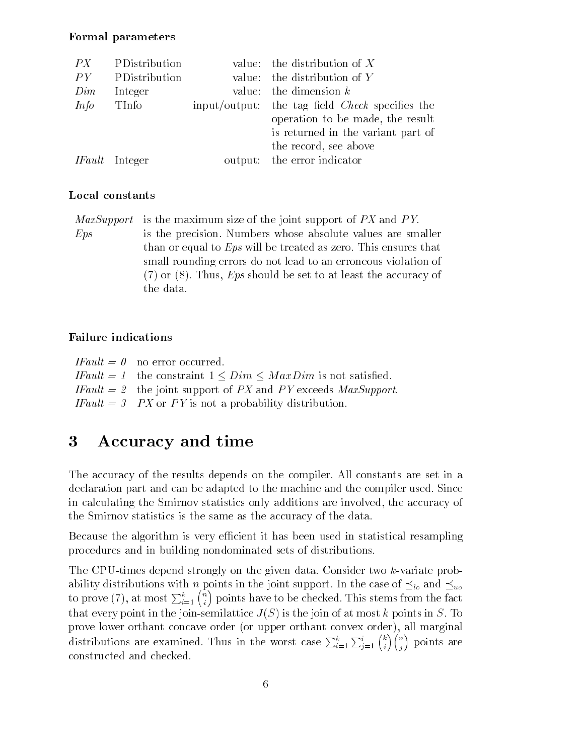#### Formal parameters

| | | | |
|---|---|---|---|
| *PX* | PDistribution | value: | the distribution of $X$ |
| *PY* | PDistribution | value: | the distribution of $Y$ |
| *Dim* | Integer | value: | the dimension $k$ |
| *Info* | TInfo | input/output: | the tag field *Check* specifies the operation to be made, the result is returned in the variant part of the record, see above |
| *IFault* | Integer | output: | the error indicator |

#### Local constants

| | |
|---|---|
| *MaxSupport* | is the maximum size of the joint support of $PX$ and $PY$. |
| *Eps* | is the precision. Numbers whose absolute values are smaller than or equal to *Eps* will be treated as zero. This ensures that small rounding errors do not lead to an erroneous violation of (7) or (8). Thus, *Eps* should be set to at least the accuracy of the data. |

#### Failure indications

*IFault = 0* no error occurred.
*IFault = 1* the constraint $1 \leq Dim \leq MaxDim$ is not satisfied.
*IFault = 2* the joint support of $PX$ and $PY$ exceeds *MaxSupport*.
*IFault = 3* $PX$ or $PY$ is not a probability distribution.

# 3 Accuracy and time

The accuracy of the results depends on the compiler. All constants are set in a declaration part and can be adapted to the machine and the compiler used. Since in calculating the Smirnov statistics only additions are involved, the accuracy of the Smirnov statistics is the same as the accuracy of the data.

Because the algorithm is very efficient it has been used in statistical resampling procedures and in building nondominated sets of distributions.

The CPU-times depend strongly on the given data. Consider two $k$-variate probability distributions with $n$ points in the joint support. In the case of $\preceq_{lo}$ and $\preceq_{uo}$ to prove (7), at most $\sum_{i=1}^{k} \binom{n}{i}$ points have to be checked. This stems from the fact that every point in the join-semilattice $J(S)$ is the join of at most $k$ points in $S$. To prove lower orthant concave order (or upper orthant convex order), all marginal distributions are examined. Thus in the worst case $\sum_{i=1}^{k} \sum_{j=1}^{i} \binom{k}{i} \binom{n}{j}$ points are constructed and checked.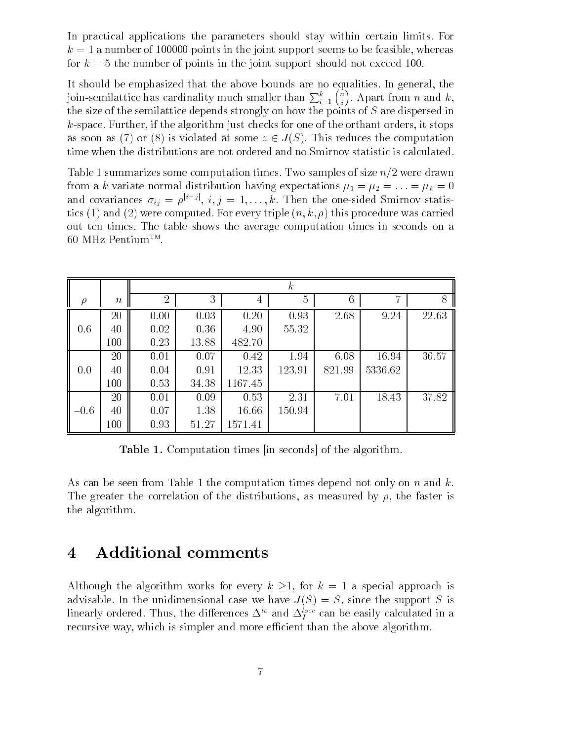In practical applications the parameters should stay within certain limits. For $k = 1$ a number of 100000 points in the joint support seems to be feasible, whereas for $k = 5$ the number of points in the joint support should not exceed 100.

It should be emphasized that the above bounds are no equalities. In general, the join-semilattice has cardinality much smaller than $\sum_{i=1}^{k} \binom{n}{i}$. Apart from $n$ and $k$, the size of the semilattice depends strongly on how the points of $S$ are dispersed in $k$-space. Further, if the algorithm just checks for one of the orthant orders, it stops as soon as (7) or (8) is violated at some $z \in J(S)$. This reduces the computation time when the distributions are not ordered and no Smirnov statistic is calculated.

Table 1 summarizes some computation times. Two samples of size $n/2$ were drawn from a $k$-variate normal distribution having expectations $\mu_1 = \mu_2 = \ldots = \mu_k = 0$ and covariances $\sigma_{ij} = \rho^{|i-j|}$, $i, j = 1, \ldots, k$. Then the one-sided Smirnov statistics (1) and (2) were computed. For every triple $(n, k, \rho)$ this procedure was carried out ten times. The table shows the average computation times in seconds on a 60 MHz Pentium™.

| | | $k$ | | | | | | |
|---|---|---|---|---|---|---|---|---|
| $\rho$ | $n$ | 2 | 3 | 4 | 5 | 6 | 7 | 8 |
| 0.6 | 20 | 0.00 | 0.03 | 0.20 | 0.93 | 2.68 | 9.24 | 22.63 |
| | 40 | 0.02 | 0.36 | 4.90 | 55.32 | | | |
| | 100 | 0.23 | 13.88 | 482.70 | | | | |
| 0.0 | 20 | 0.01 | 0.07 | 0.42 | 1.94 | 6.08 | 16.94 | 36.57 |
| | 40 | 0.04 | 0.91 | 12.33 | 123.91 | 821.99 | 5336.62 | |
| | 100 | 0.53 | 34.38 | 1167.45 | | | | |
| $-0.6$ | 20 | 0.01 | 0.09 | 0.53 | 2.31 | 7.01 | 18.43 | 37.82 |
| | 40 | 0.07 | 1.38 | 16.66 | 150.94 | | | |
| | 100 | 0.93 | 51.27 | 1571.41 | | | | |

**Table 1.** Computation times [in seconds] of the algorithm.

As can be seen from Table 1 the computation times depend not only on $n$ and $k$. The greater the correlation of the distributions, as measured by $\rho$, the faster is the algorithm.

## 4 Additional comments

Although the algorithm works for every $k \geq 1$, for $k = 1$ a special approach is advisable. In the unidimensional case we have $J(S) = S$, since the support $S$ is linearly ordered. Thus, the differences $\Delta^{lo}$ and $\Delta_I^{locc}$ can be easily calculated in a recursive way, which is simpler and more efficient than the above algorithm.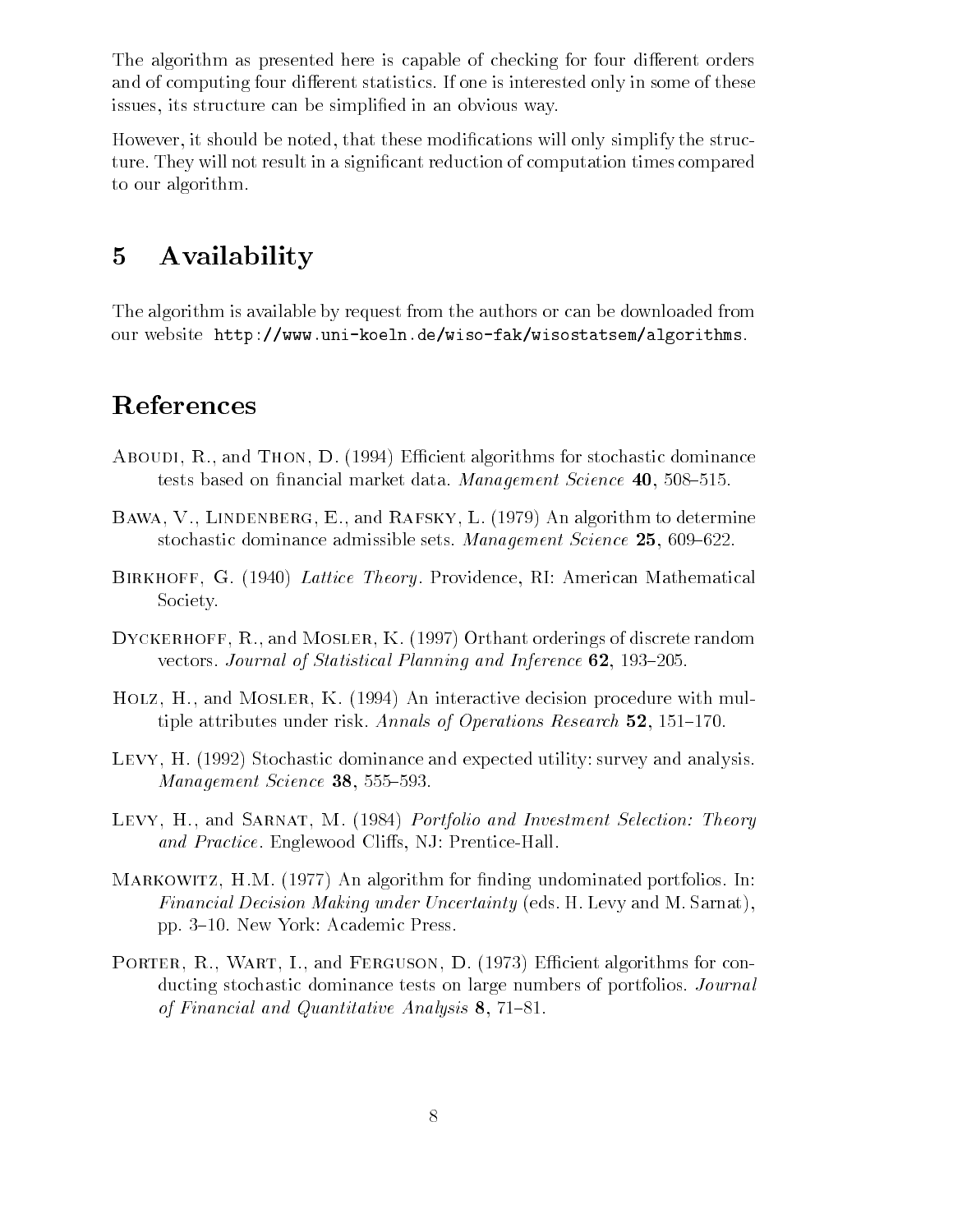The algorithm as presented here is capable of checking for four different orders and of computing four different statistics. If one is interested only in some of these issues, its structure can be simplified in an obvious way.

However, it should be noted, that these modifications will only simplify the structure. They will not result in a significant reduction of computation times compared to our algorithm.

## 5 Availability

The algorithm is available by request from the authors or can be downloaded from our website `http://www.uni-koeln.de/wiso-fak/wisostatsem/algorithms`.

## References

Aboudi, R., and Thon, D. (1994) Efficient algorithms for stochastic dominance tests based on financial market data. *Management Science* **40**, 508–515.

Bawa, V., Lindenberg, E., and Rafsky, L. (1979) An algorithm to determine stochastic dominance admissible sets. *Management Science* **25**, 609–622.

Birkhoff, G. (1940) *Lattice Theory*. Providence, RI: American Mathematical Society.

Dyckerhoff, R., and Mosler, K. (1997) Orthant orderings of discrete random vectors. *Journal of Statistical Planning and Inference* **62**, 193–205.

Holz, H., and Mosler, K. (1994) An interactive decision procedure with multiple attributes under risk. *Annals of Operations Research* **52**, 151–170.

Levy, H. (1992) Stochastic dominance and expected utility: survey and analysis. *Management Science* **38**, 555–593.

Levy, H., and Sarnat, M. (1984) *Portfolio and Investment Selection: Theory and Practice*. Englewood Cliffs, NJ: Prentice-Hall.

Markowitz, H.M. (1977) An algorithm for finding undominated portfolios. In: *Financial Decision Making under Uncertainty* (eds. H. Levy and M. Sarnat), pp. 3–10. New York: Academic Press.

Porter, R., Wart, I., and Ferguson, D. (1973) Efficient algorithms for conducting stochastic dominance tests on large numbers of portfolios. *Journal of Financial and Quantitative Analysis* **8**, 71–81.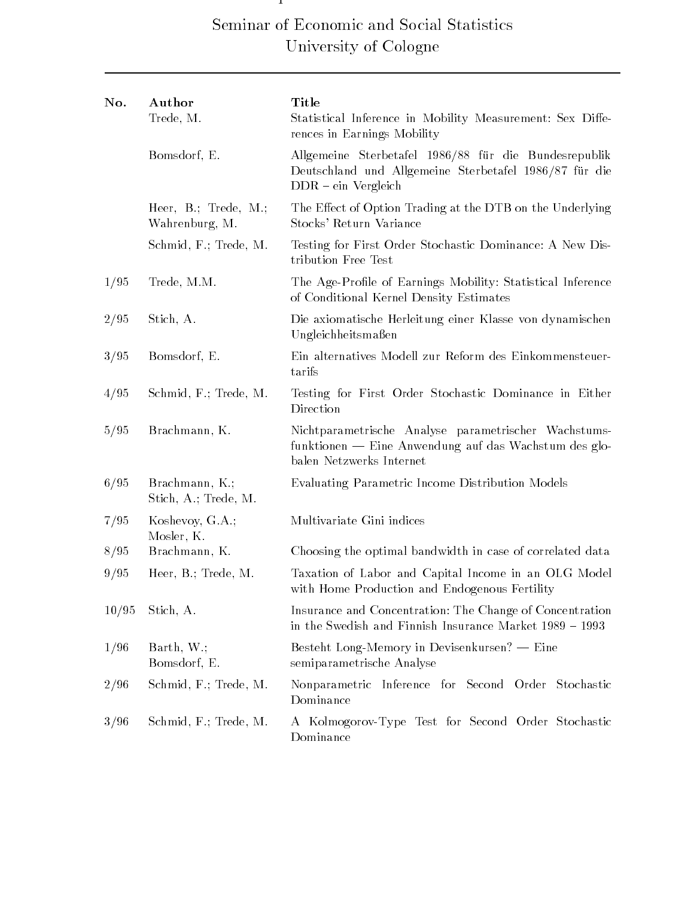Seminar of Economic and Social Statistics
University of Cologne

| No. | Author | Title |
| --- | --- | --- |
| | Trede, M. | Statistical Inference in Mobility Measurement: Sex Differences in Earnings Mobility |
| | Bomsdorf, E. | Allgemeine Sterbetafel 1986/88 für die Bundesrepublik Deutschland und Allgemeine Sterbetafel 1986/87 für die DDR – ein Vergleich |
| | Heer, B.; Trede, M.; Wahrenburg, M. | The Effect of Option Trading at the DTB on the Underlying Stocks' Return Variance |
| | Schmid, F.; Trede, M. | Testing for First Order Stochastic Dominance: A New Distribution Free Test |
| 1/95 | Trede, M.M. | The Age-Profile of Earnings Mobility: Statistical Inference of Conditional Kernel Density Estimates |
| 2/95 | Stich, A. | Die axiomatische Herleitung einer Klasse von dynamischen Ungleichheitsmaßen |
| 3/95 | Bomsdorf, E. | Ein alternatives Modell zur Reform des Einkommensteuertarifs |
| 4/95 | Schmid, F.; Trede, M. | Testing for First Order Stochastic Dominance in Either Direction |
| 5/95 | Brachmann, K. | Nichtparametrische Analyse parametrischer Wachstumsfunktionen — Eine Anwendung auf das Wachstum des globalen Netzwerks Internet |
| 6/95 | Brachmann, K.; Stich, A.; Trede, M. | Evaluating Parametric Income Distribution Models |
| 7/95 | Koshevoy, G.A.; Mosler, K. | Multivariate Gini indices |
| 8/95 | Brachmann, K. | Choosing the optimal bandwidth in case of correlated data |
| 9/95 | Heer, B.; Trede, M. | Taxation of Labor and Capital Income in an OLG Model with Home Production and Endogenous Fertility |
| 10/95 | Stich, A. | Insurance and Concentration: The Change of Concentration in the Swedish and Finnish Insurance Market 1989 – 1993 |
| 1/96 | Barth, W.; Bomsdorf, E. | Besteht Long-Memory in Devisenkursen? — Eine semiparametrische Analyse |
| 2/96 | Schmid, F.; Trede, M. | Nonparametric Inference for Second Order Stochastic Dominance |
| 3/96 | Schmid, F.; Trede, M. | A Kolmogorov-Type Test for Second Order Stochastic Dominance |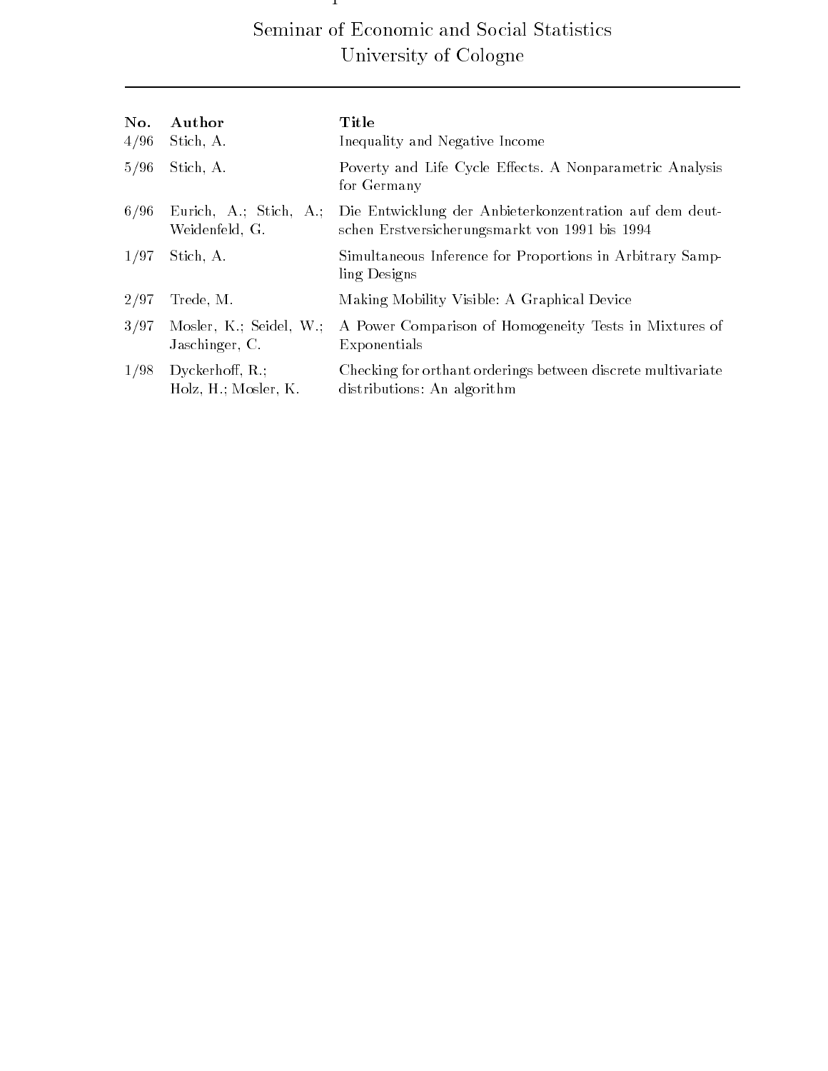Seminar of Economic and Social Statistics
University of Cologne

| No. | Author | Title |
|---|---|---|
| 4/96 | Stich, A. | Inequality and Negative Income |
| 5/96 | Stich, A. | Poverty and Life Cycle Effects. A Nonparametric Analysis for Germany |
| 6/96 | Eurich, A.; Stich, A.; Weidenfeld, G. | Die Entwicklung der Anbieterkonzentration auf dem deutschen Erstversicherungsmarkt von 1991 bis 1994 |
| 1/97 | Stich, A. | Simultaneous Inference for Proportions in Arbitrary Sampling Designs |
| 2/97 | Trede, M. | Making Mobility Visible: A Graphical Device |
| 3/97 | Mosler, K.; Seidel, W.; Jaschinger, C. | A Power Comparison of Homogeneity Tests in Mixtures of Exponentials |
| 1/98 | Dyckerhoff, R.; Holz, H.; Mosler, K. | Checking for orthant orderings between discrete multivariate distributions: An algorithm |